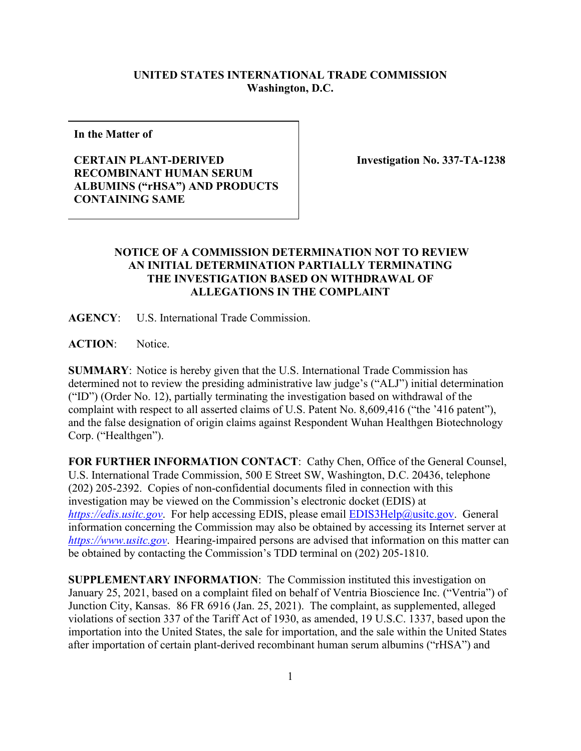**UNITED STATES INTERNATIONAL TRADE COMMISSION**
**Washington, D.C.**

| In the Matter of | |
|---|---|
| **CERTAIN PLANT-DERIVED RECOMBINANT HUMAN SERUM ALBUMINS ("rHSA") AND PRODUCTS CONTAINING SAME** | **Investigation No. 337-TA-1238** |

## NOTICE OF A COMMISSION DETERMINATION NOT TO REVIEW AN INITIAL DETERMINATION PARTIALLY TERMINATING THE INVESTIGATION BASED ON WITHDRAWAL OF ALLEGATIONS IN THE COMPLAINT

**AGENCY**: U.S. International Trade Commission.

**ACTION**: Notice.

**SUMMARY**: Notice is hereby given that the U.S. International Trade Commission has determined not to review the presiding administrative law judge's ("ALJ") initial determination ("ID") (Order No. 12), partially terminating the investigation based on withdrawal of the complaint with respect to all asserted claims of U.S. Patent No. 8,609,416 ("the '416 patent"), and the false designation of origin claims against Respondent Wuhan Healthgen Biotechnology Corp. ("Healthgen").

**FOR FURTHER INFORMATION CONTACT**: Cathy Chen, Office of the General Counsel, U.S. International Trade Commission, 500 E Street SW, Washington, D.C. 20436, telephone (202) 205-2392. Copies of non-confidential documents filed in connection with this investigation may be viewed on the Commission's electronic docket (EDIS) at *https://edis.usitc.gov*. For help accessing EDIS, please email EDIS3Help@usitc.gov. General information concerning the Commission may also be obtained by accessing its Internet server at *https://www.usitc.gov*. Hearing-impaired persons are advised that information on this matter can be obtained by contacting the Commission's TDD terminal on (202) 205-1810.

**SUPPLEMENTARY INFORMATION**: The Commission instituted this investigation on January 25, 2021, based on a complaint filed on behalf of Ventria Bioscience Inc. ("Ventria") of Junction City, Kansas. 86 FR 6916 (Jan. 25, 2021). The complaint, as supplemented, alleged violations of section 337 of the Tariff Act of 1930, as amended, 19 U.S.C. 1337, based upon the importation into the United States, the sale for importation, and the sale within the United States after importation of certain plant-derived recombinant human serum albumins ("rHSA") and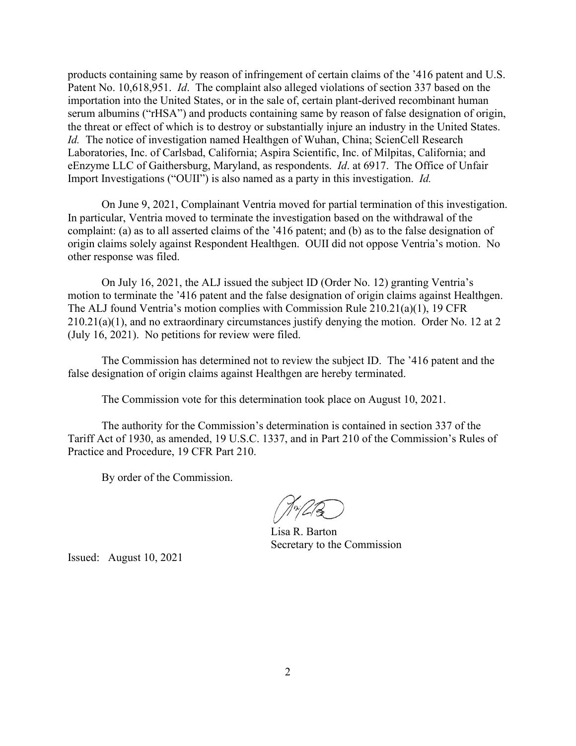products containing same by reason of infringement of certain claims of the '416 patent and U.S. Patent No. 10,618,951. *Id*. The complaint also alleged violations of section 337 based on the importation into the United States, or in the sale of, certain plant-derived recombinant human serum albumins ("rHSA") and products containing same by reason of false designation of origin, the threat or effect of which is to destroy or substantially injure an industry in the United States. *Id.* The notice of investigation named Healthgen of Wuhan, China; ScienCell Research Laboratories, Inc. of Carlsbad, California; Aspira Scientific, Inc. of Milpitas, California; and eEnzyme LLC of Gaithersburg, Maryland, as respondents. *Id*. at 6917. The Office of Unfair Import Investigations ("OUII") is also named as a party in this investigation. *Id.*

On June 9, 2021, Complainant Ventria moved for partial termination of this investigation. In particular, Ventria moved to terminate the investigation based on the withdrawal of the complaint: (a) as to all asserted claims of the '416 patent; and (b) as to the false designation of origin claims solely against Respondent Healthgen. OUII did not oppose Ventria's motion. No other response was filed.

On July 16, 2021, the ALJ issued the subject ID (Order No. 12) granting Ventria's motion to terminate the '416 patent and the false designation of origin claims against Healthgen. The ALJ found Ventria's motion complies with Commission Rule 210.21(a)(1), 19 CFR 210.21(a)(1), and no extraordinary circumstances justify denying the motion. Order No. 12 at 2 (July 16, 2021). No petitions for review were filed.

The Commission has determined not to review the subject ID. The '416 patent and the false designation of origin claims against Healthgen are hereby terminated.

The Commission vote for this determination took place on August 10, 2021.

The authority for the Commission's determination is contained in section 337 of the Tariff Act of 1930, as amended, 19 U.S.C. 1337, and in Part 210 of the Commission's Rules of Practice and Procedure, 19 CFR Part 210.

By order of the Commission.

Lisa R. Barton
Secretary to the Commission

Issued: August 10, 2021